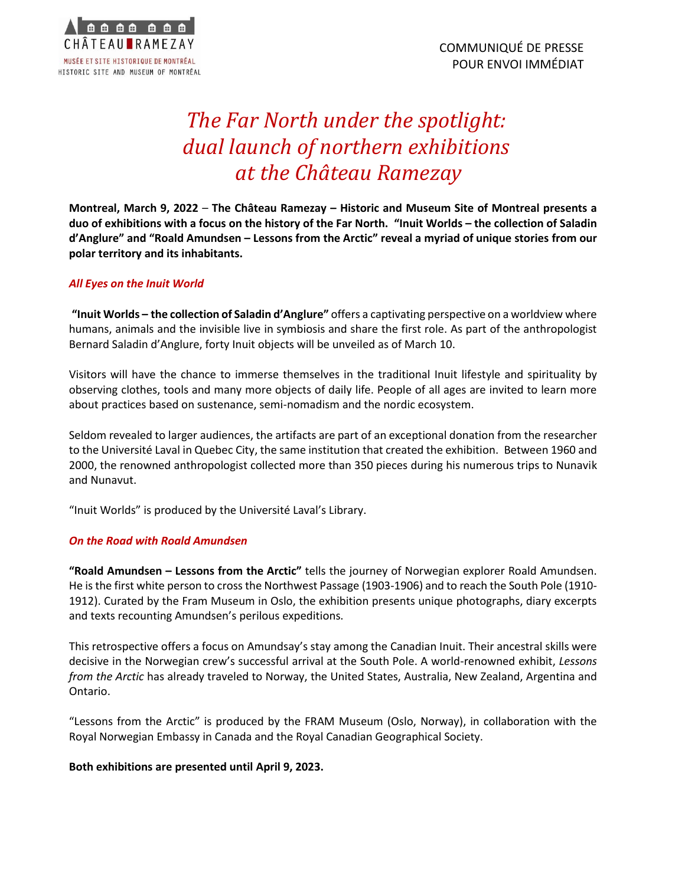CHÂTEAU RAMEZAY
MUSÉE ET SITE HISTORIQUE DE MONTRÉAL
HISTORIC SITE AND MUSEUM OF MONTRÉAL

COMMUNIQUÉ DE PRESSE
POUR ENVOI IMMÉDIAT

# *The Far North under the spotlight: dual launch of northern exhibitions at the Château Ramezay*

**Montreal, March 9, 2022 – The Château Ramezay – Historic and Museum Site of Montreal presents a duo of exhibitions with a focus on the history of the Far North. "Inuit Worlds – the collection of Saladin d'Anglure" and "Roald Amundsen – Lessons from the Arctic" reveal a myriad of unique stories from our polar territory and its inhabitants.**

## *All Eyes on the Inuit World*

**"Inuit Worlds – the collection of Saladin d'Anglure"** offers a captivating perspective on a worldview where humans, animals and the invisible live in symbiosis and share the first role. As part of the anthropologist Bernard Saladin d'Anglure, forty Inuit objects will be unveiled as of March 10.

Visitors will have the chance to immerse themselves in the traditional Inuit lifestyle and spirituality by observing clothes, tools and many more objects of daily life. People of all ages are invited to learn more about practices based on sustenance, semi-nomadism and the nordic ecosystem.

Seldom revealed to larger audiences, the artifacts are part of an exceptional donation from the researcher to the Université Laval in Quebec City, the same institution that created the exhibition. Between 1960 and 2000, the renowned anthropologist collected more than 350 pieces during his numerous trips to Nunavik and Nunavut.

"Inuit Worlds" is produced by the Université Laval's Library.

## *On the Road with Roald Amundsen*

**"Roald Amundsen – Lessons from the Arctic"** tells the journey of Norwegian explorer Roald Amundsen. He is the first white person to cross the Northwest Passage (1903-1906) and to reach the South Pole (1910-1912). Curated by the Fram Museum in Oslo, the exhibition presents unique photographs, diary excerpts and texts recounting Amundsen's perilous expeditions.

This retrospective offers a focus on Amundsay's stay among the Canadian Inuit. Their ancestral skills were decisive in the Norwegian crew's successful arrival at the South Pole. A world-renowned exhibit, *Lessons from the Arctic* has already traveled to Norway, the United States, Australia, New Zealand, Argentina and Ontario.

"Lessons from the Arctic" is produced by the FRAM Museum (Oslo, Norway), in collaboration with the Royal Norwegian Embassy in Canada and the Royal Canadian Geographical Society.

**Both exhibitions are presented until April 9, 2023.**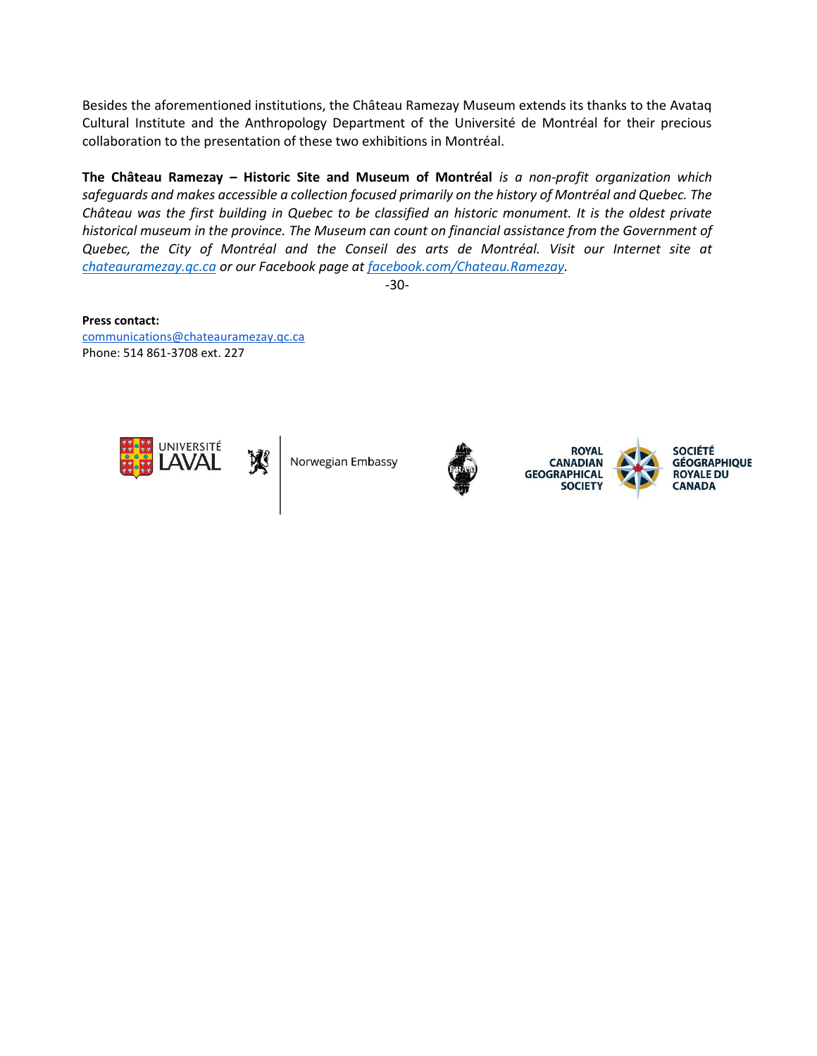Besides the aforementioned institutions, the Château Ramezay Museum extends its thanks to the Avataq Cultural Institute and the Anthropology Department of the Université de Montréal for their precious collaboration to the presentation of these two exhibitions in Montréal.

**The Château Ramezay – Historic Site and Museum of Montréal** *is a non-profit organization which safeguards and makes accessible a collection focused primarily on the history of Montréal and Quebec. The Château was the first building in Quebec to be classified an historic monument. It is the oldest private historical museum in the province. The Museum can count on financial assistance from the Government of Quebec, the City of Montréal and the Conseil des arts de Montréal. Visit our Internet site at [chateauramezay.qc.ca](chateauramezay.qc.ca) or our Facebook page at [facebook.com/Chateau.Ramezay](facebook.com/Chateau.Ramezay).*

-30-

**Press contact:**
[communications@chateauramezay.qc.ca](mailto:communications@chateauramezay.qc.ca)
Phone: 514 861-3708 ext. 227

UNIVERSITÉ LAVAL

Norwegian Embassy

ROYAL CANADIAN GEOGRAPHICAL SOCIETY

SOCIÉTÉ GÉOGRAPHIQUE ROYALE DU CANADA